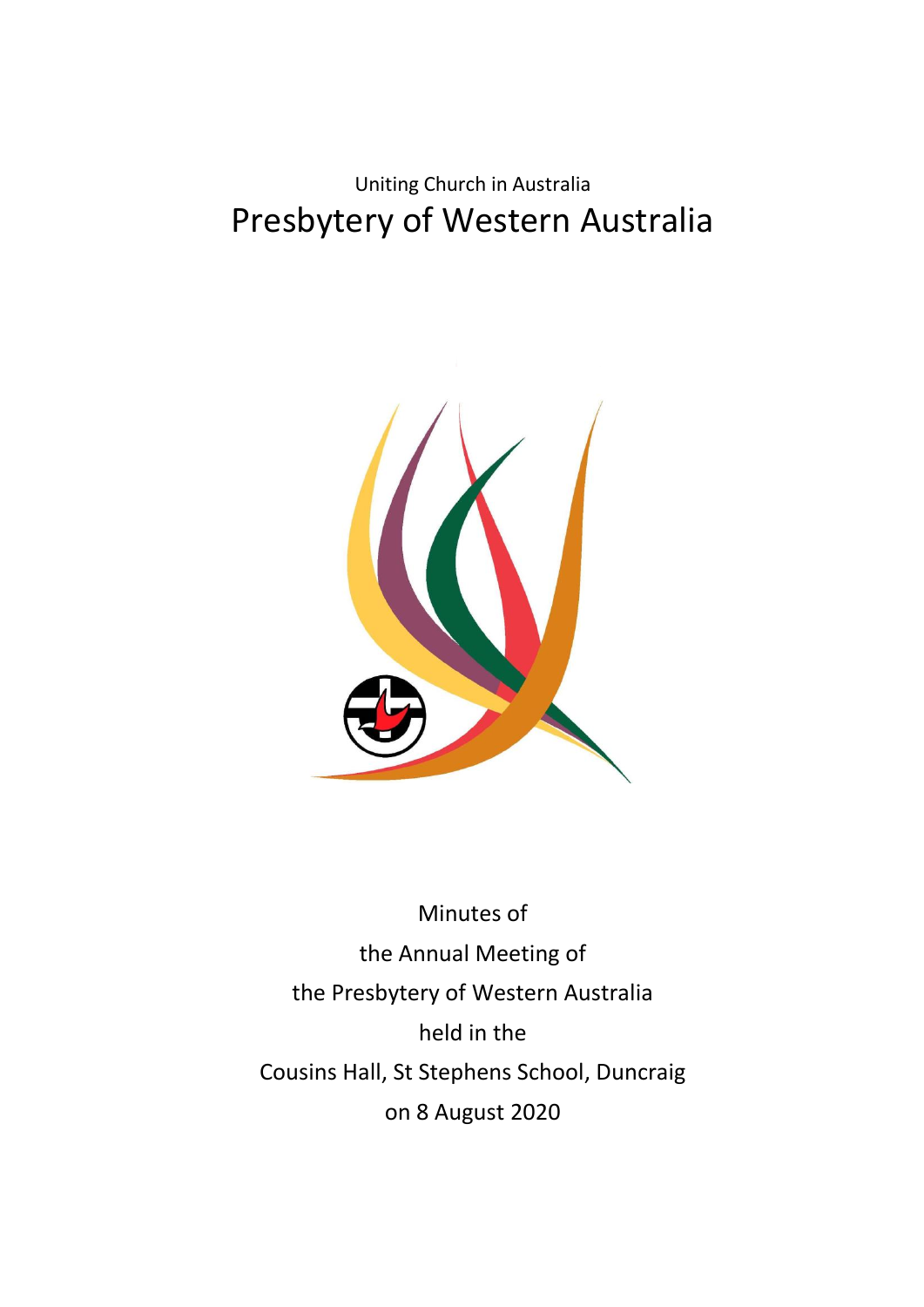Uniting Church in Australia

# Presbytery of Western Australia

Minutes of
the Annual Meeting of
the Presbytery of Western Australia
held in the
Cousins Hall, St Stephens School, Duncraig
on 8 August 2020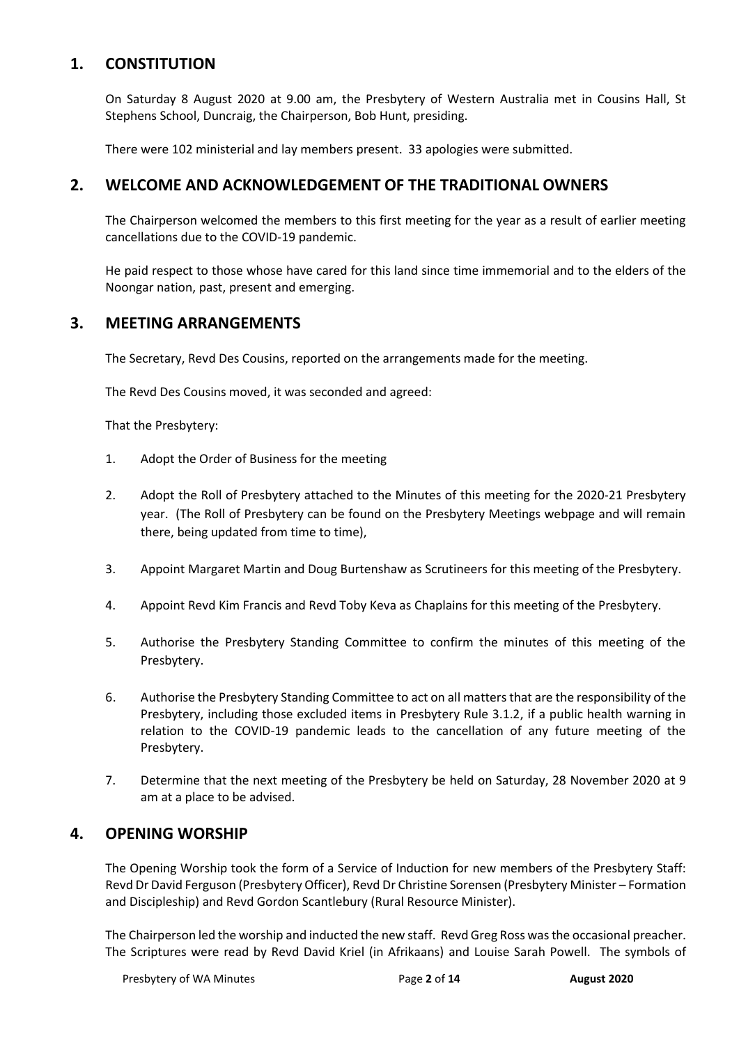## 1. CONSTITUTION

On Saturday 8 August 2020 at 9.00 am, the Presbytery of Western Australia met in Cousins Hall, St Stephens School, Duncraig, the Chairperson, Bob Hunt, presiding.

There were 102 ministerial and lay members present. 33 apologies were submitted.

## 2. WELCOME AND ACKNOWLEDGEMENT OF THE TRADITIONAL OWNERS

The Chairperson welcomed the members to this first meeting for the year as a result of earlier meeting cancellations due to the COVID-19 pandemic.

He paid respect to those whose have cared for this land since time immemorial and to the elders of the Noongar nation, past, present and emerging.

## 3. MEETING ARRANGEMENTS

The Secretary, Revd Des Cousins, reported on the arrangements made for the meeting.

The Revd Des Cousins moved, it was seconded and agreed:

That the Presbytery:

1. Adopt the Order of Business for the meeting
2. Adopt the Roll of Presbytery attached to the Minutes of this meeting for the 2020-21 Presbytery year. (The Roll of Presbytery can be found on the Presbytery Meetings webpage and will remain there, being updated from time to time),
3. Appoint Margaret Martin and Doug Burtenshaw as Scrutineers for this meeting of the Presbytery.
4. Appoint Revd Kim Francis and Revd Toby Keva as Chaplains for this meeting of the Presbytery.
5. Authorise the Presbytery Standing Committee to confirm the minutes of this meeting of the Presbytery.
6. Authorise the Presbytery Standing Committee to act on all matters that are the responsibility of the Presbytery, including those excluded items in Presbytery Rule 3.1.2, if a public health warning in relation to the COVID-19 pandemic leads to the cancellation of any future meeting of the Presbytery.
7. Determine that the next meeting of the Presbytery be held on Saturday, 28 November 2020 at 9 am at a place to be advised.

## 4. OPENING WORSHIP

The Opening Worship took the form of a Service of Induction for new members of the Presbytery Staff: Revd Dr David Ferguson (Presbytery Officer), Revd Dr Christine Sorensen (Presbytery Minister – Formation and Discipleship) and Revd Gordon Scantlebury (Rural Resource Minister).

The Chairperson led the worship and inducted the new staff. Revd Greg Ross was the occasional preacher. The Scriptures were read by Revd David Kriel (in Afrikaans) and Louise Sarah Powell. The symbols of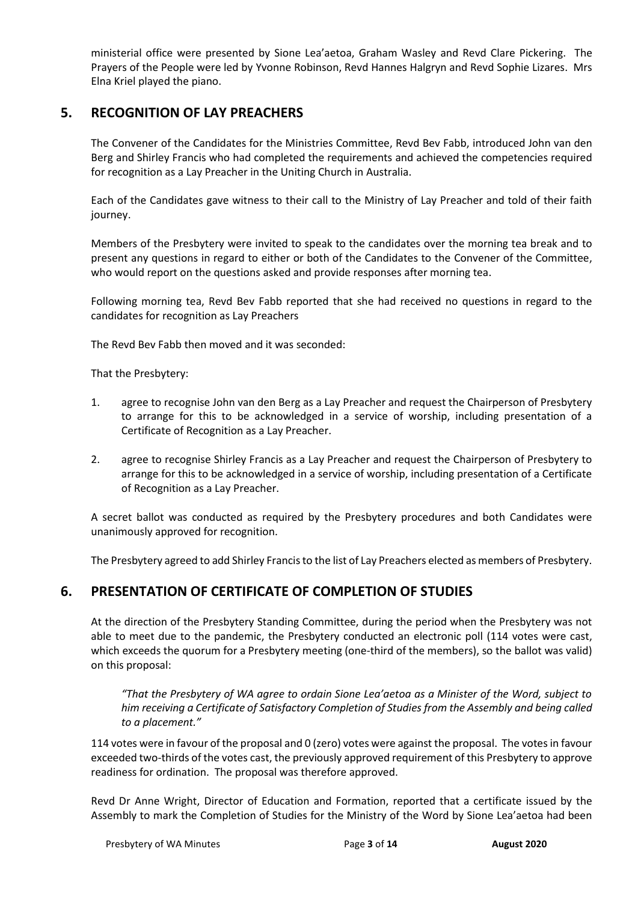ministerial office were presented by Sione Lea'aetoa, Graham Wasley and Revd Clare Pickering. The Prayers of the People were led by Yvonne Robinson, Revd Hannes Halgryn and Revd Sophie Lizares. Mrs Elna Kriel played the piano.

## 5. RECOGNITION OF LAY PREACHERS

The Convener of the Candidates for the Ministries Committee, Revd Bev Fabb, introduced John van den Berg and Shirley Francis who had completed the requirements and achieved the competencies required for recognition as a Lay Preacher in the Uniting Church in Australia.

Each of the Candidates gave witness to their call to the Ministry of Lay Preacher and told of their faith journey.

Members of the Presbytery were invited to speak to the candidates over the morning tea break and to present any questions in regard to either or both of the Candidates to the Convener of the Committee, who would report on the questions asked and provide responses after morning tea.

Following morning tea, Revd Bev Fabb reported that she had received no questions in regard to the candidates for recognition as Lay Preachers

The Revd Bev Fabb then moved and it was seconded:

That the Presbytery:

1. agree to recognise John van den Berg as a Lay Preacher and request the Chairperson of Presbytery to arrange for this to be acknowledged in a service of worship, including presentation of a Certificate of Recognition as a Lay Preacher.

2. agree to recognise Shirley Francis as a Lay Preacher and request the Chairperson of Presbytery to arrange for this to be acknowledged in a service of worship, including presentation of a Certificate of Recognition as a Lay Preacher.

A secret ballot was conducted as required by the Presbytery procedures and both Candidates were unanimously approved for recognition.

The Presbytery agreed to add Shirley Francis to the list of Lay Preachers elected as members of Presbytery.

## 6. PRESENTATION OF CERTIFICATE OF COMPLETION OF STUDIES

At the direction of the Presbytery Standing Committee, during the period when the Presbytery was not able to meet due to the pandemic, the Presbytery conducted an electronic poll (114 votes were cast, which exceeds the quorum for a Presbytery meeting (one-third of the members), so the ballot was valid) on this proposal:

*"That the Presbytery of WA agree to ordain Sione Lea'aetoa as a Minister of the Word, subject to him receiving a Certificate of Satisfactory Completion of Studies from the Assembly and being called to a placement."*

114 votes were in favour of the proposal and 0 (zero) votes were against the proposal. The votes in favour exceeded two-thirds of the votes cast, the previously approved requirement of this Presbytery to approve readiness for ordination. The proposal was therefore approved.

Revd Dr Anne Wright, Director of Education and Formation, reported that a certificate issued by the Assembly to mark the Completion of Studies for the Ministry of the Word by Sione Lea'aetoa had been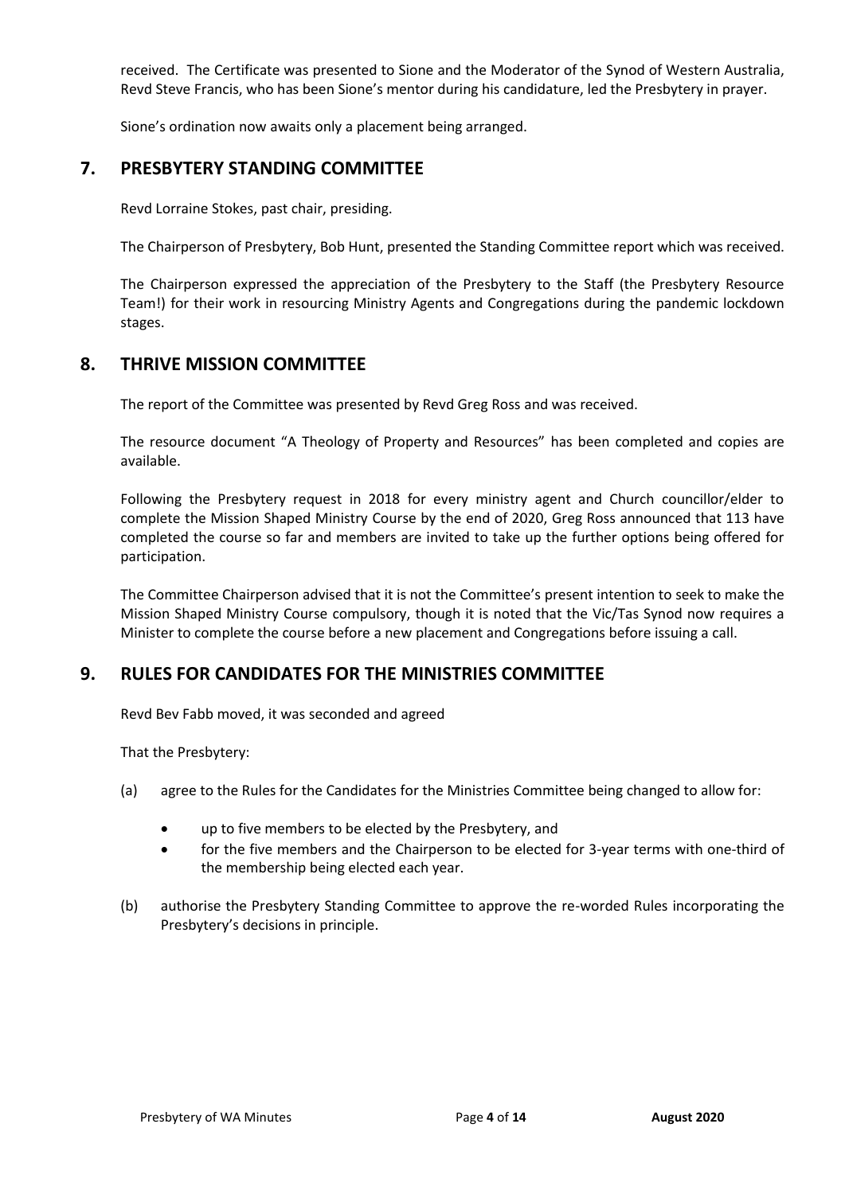received. The Certificate was presented to Sione and the Moderator of the Synod of Western Australia, Revd Steve Francis, who has been Sione's mentor during his candidature, led the Presbytery in prayer.

Sione's ordination now awaits only a placement being arranged.

## 7. PRESBYTERY STANDING COMMITTEE

Revd Lorraine Stokes, past chair, presiding.

The Chairperson of Presbytery, Bob Hunt, presented the Standing Committee report which was received.

The Chairperson expressed the appreciation of the Presbytery to the Staff (the Presbytery Resource Team!) for their work in resourcing Ministry Agents and Congregations during the pandemic lockdown stages.

## 8. THRIVE MISSION COMMITTEE

The report of the Committee was presented by Revd Greg Ross and was received.

The resource document "A Theology of Property and Resources" has been completed and copies are available.

Following the Presbytery request in 2018 for every ministry agent and Church councillor/elder to complete the Mission Shaped Ministry Course by the end of 2020, Greg Ross announced that 113 have completed the course so far and members are invited to take up the further options being offered for participation.

The Committee Chairperson advised that it is not the Committee's present intention to seek to make the Mission Shaped Ministry Course compulsory, though it is noted that the Vic/Tas Synod now requires a Minister to complete the course before a new placement and Congregations before issuing a call.

## 9. RULES FOR CANDIDATES FOR THE MINISTRIES COMMITTEE

Revd Bev Fabb moved, it was seconded and agreed

That the Presbytery:

(a) agree to the Rules for the Candidates for the Ministries Committee being changed to allow for:

- up to five members to be elected by the Presbytery, and
- for the five members and the Chairperson to be elected for 3-year terms with one-third of the membership being elected each year.

(b) authorise the Presbytery Standing Committee to approve the re-worded Rules incorporating the Presbytery's decisions in principle.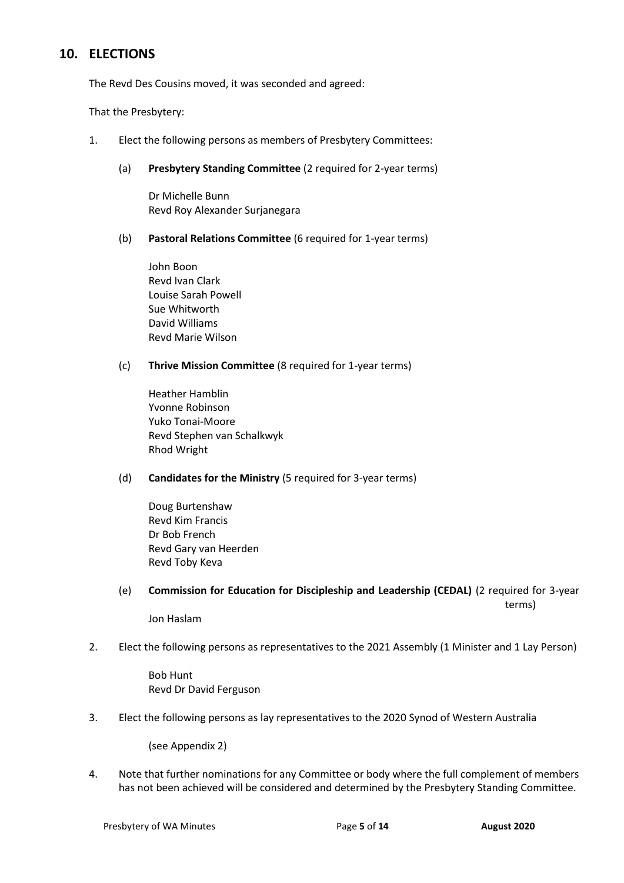## 10. ELECTIONS

The Revd Des Cousins moved, it was seconded and agreed:

That the Presbytery:

1. Elect the following persons as members of Presbytery Committees:

   (a) **Presbytery Standing Committee** (2 required for 2-year terms)

   Dr Michelle Bunn
   Revd Roy Alexander Surjanegara

   (b) **Pastoral Relations Committee** (6 required for 1-year terms)

   John Boon
   Revd Ivan Clark
   Louise Sarah Powell
   Sue Whitworth
   David Williams
   Revd Marie Wilson

   (c) **Thrive Mission Committee** (8 required for 1-year terms)

   Heather Hamblin
   Yvonne Robinson
   Yuko Tonai-Moore
   Revd Stephen van Schalkwyk
   Rhod Wright

   (d) **Candidates for the Ministry** (5 required for 3-year terms)

   Doug Burtenshaw
   Revd Kim Francis
   Dr Bob French
   Revd Gary van Heerden
   Revd Toby Keva

   (e) **Commission for Education for Discipleship and Leadership (CEDAL)** (2 required for 3-year terms)

   Jon Haslam

2. Elect the following persons as representatives to the 2021 Assembly (1 Minister and 1 Lay Person)

   Bob Hunt
   Revd Dr David Ferguson

3. Elect the following persons as lay representatives to the 2020 Synod of Western Australia

   (see Appendix 2)

4. Note that further nominations for any Committee or body where the full complement of members has not been achieved will be considered and determined by the Presbytery Standing Committee.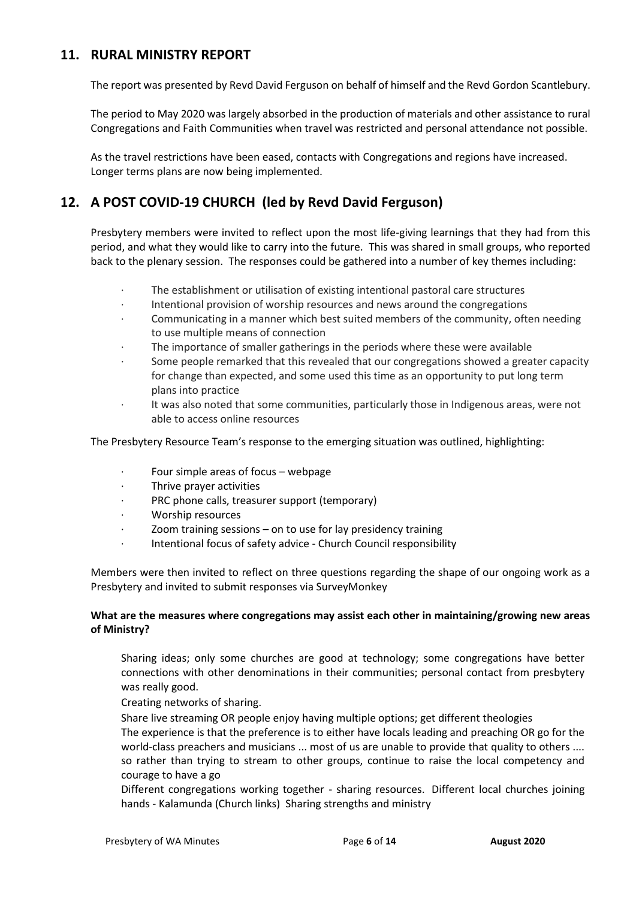## 11. RURAL MINISTRY REPORT

The report was presented by Revd David Ferguson on behalf of himself and the Revd Gordon Scantlebury.

The period to May 2020 was largely absorbed in the production of materials and other assistance to rural Congregations and Faith Communities when travel was restricted and personal attendance not possible.

As the travel restrictions have been eased, contacts with Congregations and regions have increased. Longer terms plans are now being implemented.

## 12. A POST COVID-19 CHURCH (led by Revd David Ferguson)

Presbytery members were invited to reflect upon the most life-giving learnings that they had from this period, and what they would like to carry into the future. This was shared in small groups, who reported back to the plenary session. The responses could be gathered into a number of key themes including:

- The establishment or utilisation of existing intentional pastoral care structures
- Intentional provision of worship resources and news around the congregations
- Communicating in a manner which best suited members of the community, often needing to use multiple means of connection
- The importance of smaller gatherings in the periods where these were available
- Some people remarked that this revealed that our congregations showed a greater capacity for change than expected, and some used this time as an opportunity to put long term plans into practice
- It was also noted that some communities, particularly those in Indigenous areas, were not able to access online resources

The Presbytery Resource Team's response to the emerging situation was outlined, highlighting:

- Four simple areas of focus – webpage
- Thrive prayer activities
- PRC phone calls, treasurer support (temporary)
- Worship resources
- Zoom training sessions – on to use for lay presidency training
- Intentional focus of safety advice - Church Council responsibility

Members were then invited to reflect on three questions regarding the shape of our ongoing work as a Presbytery and invited to submit responses via SurveyMonkey

**What are the measures where congregations may assist each other in maintaining/growing new areas of Ministry?**

Sharing ideas; only some churches are good at technology; some congregations have better connections with other denominations in their communities; personal contact from presbytery was really good.

Creating networks of sharing.

Share live streaming OR people enjoy having multiple options; get different theologies

The experience is that the preference is to either have locals leading and preaching OR go for the world-class preachers and musicians ... most of us are unable to provide that quality to others .... so rather than trying to stream to other groups, continue to raise the local competency and courage to have a go

Different congregations working together - sharing resources. Different local churches joining hands - Kalamunda (Church links) Sharing strengths and ministry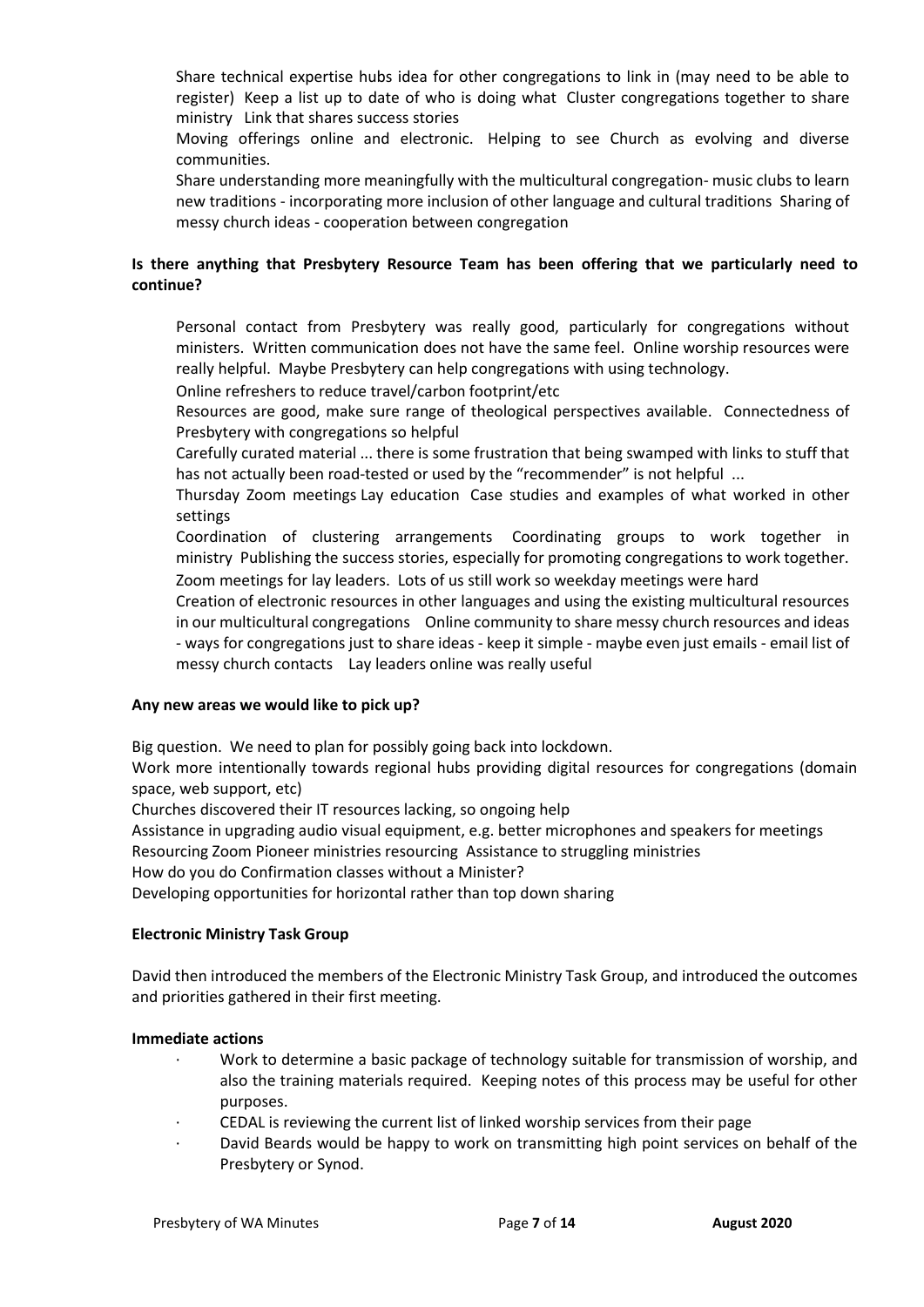Share technical expertise hubs idea for other congregations to link in (may need to be able to register) Keep a list up to date of who is doing what Cluster congregations together to share ministry Link that shares success stories

Moving offerings online and electronic. Helping to see Church as evolving and diverse communities.

Share understanding more meaningfully with the multicultural congregation- music clubs to learn new traditions - incorporating more inclusion of other language and cultural traditions Sharing of messy church ideas - cooperation between congregation

**Is there anything that Presbytery Resource Team has been offering that we particularly need to continue?**

Personal contact from Presbytery was really good, particularly for congregations without ministers. Written communication does not have the same feel. Online worship resources were really helpful. Maybe Presbytery can help congregations with using technology.

Online refreshers to reduce travel/carbon footprint/etc

Resources are good, make sure range of theological perspectives available. Connectedness of Presbytery with congregations so helpful

Carefully curated material ... there is some frustration that being swamped with links to stuff that has not actually been road-tested or used by the "recommender" is not helpful ...

Thursday Zoom meetings Lay education Case studies and examples of what worked in other settings

Coordination of clustering arrangements Coordinating groups to work together in ministry Publishing the success stories, especially for promoting congregations to work together.

Zoom meetings for lay leaders. Lots of us still work so weekday meetings were hard

Creation of electronic resources in other languages and using the existing multicultural resources in our multicultural congregations Online community to share messy church resources and ideas - ways for congregations just to share ideas - keep it simple - maybe even just emails - email list of messy church contacts Lay leaders online was really useful

**Any new areas we would like to pick up?**

Big question. We need to plan for possibly going back into lockdown.

Work more intentionally towards regional hubs providing digital resources for congregations (domain space, web support, etc)

Churches discovered their IT resources lacking, so ongoing help

Assistance in upgrading audio visual equipment, e.g. better microphones and speakers for meetings

Resourcing Zoom Pioneer ministries resourcing Assistance to struggling ministries

How do you do Confirmation classes without a Minister?

Developing opportunities for horizontal rather than top down sharing

**Electronic Ministry Task Group**

David then introduced the members of the Electronic Ministry Task Group, and introduced the outcomes and priorities gathered in their first meeting.

**Immediate actions**

- Work to determine a basic package of technology suitable for transmission of worship, and also the training materials required. Keeping notes of this process may be useful for other purposes.
- CEDAL is reviewing the current list of linked worship services from their page
- David Beards would be happy to work on transmitting high point services on behalf of the Presbytery or Synod.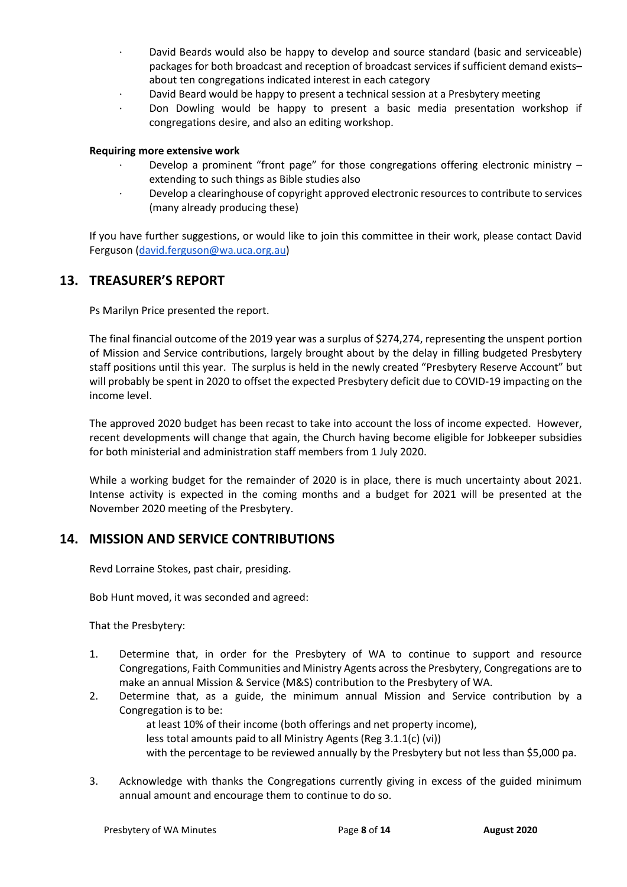- David Beards would also be happy to develop and source standard (basic and serviceable) packages for both broadcast and reception of broadcast services if sufficient demand exists– about ten congregations indicated interest in each category
- David Beard would be happy to present a technical session at a Presbytery meeting
- Don Dowling would be happy to present a basic media presentation workshop if congregations desire, and also an editing workshop.

**Requiring more extensive work**

- Develop a prominent "front page" for those congregations offering electronic ministry – extending to such things as Bible studies also
- Develop a clearinghouse of copyright approved electronic resources to contribute to services (many already producing these)

If you have further suggestions, or would like to join this committee in their work, please contact David Ferguson (david.ferguson@wa.uca.org.au)

## 13. TREASURER'S REPORT

Ps Marilyn Price presented the report.

The final financial outcome of the 2019 year was a surplus of $274,274, representing the unspent portion of Mission and Service contributions, largely brought about by the delay in filling budgeted Presbytery staff positions until this year. The surplus is held in the newly created "Presbytery Reserve Account" but will probably be spent in 2020 to offset the expected Presbytery deficit due to COVID-19 impacting on the income level.

The approved 2020 budget has been recast to take into account the loss of income expected. However, recent developments will change that again, the Church having become eligible for Jobkeeper subsidies for both ministerial and administration staff members from 1 July 2020.

While a working budget for the remainder of 2020 is in place, there is much uncertainty about 2021. Intense activity is expected in the coming months and a budget for 2021 will be presented at the November 2020 meeting of the Presbytery.

## 14. MISSION AND SERVICE CONTRIBUTIONS

Revd Lorraine Stokes, past chair, presiding.

Bob Hunt moved, it was seconded and agreed:

That the Presbytery:

1. Determine that, in order for the Presbytery of WA to continue to support and resource Congregations, Faith Communities and Ministry Agents across the Presbytery, Congregations are to make an annual Mission & Service (M&S) contribution to the Presbytery of WA.
2. Determine that, as a guide, the minimum annual Mission and Service contribution by a Congregation is to be:

   at least 10% of their income (both offerings and net property income),
   less total amounts paid to all Ministry Agents (Reg 3.1.1(c) (vi))
   with the percentage to be reviewed annually by the Presbytery but not less than $5,000 pa.

3. Acknowledge with thanks the Congregations currently giving in excess of the guided minimum annual amount and encourage them to continue to do so.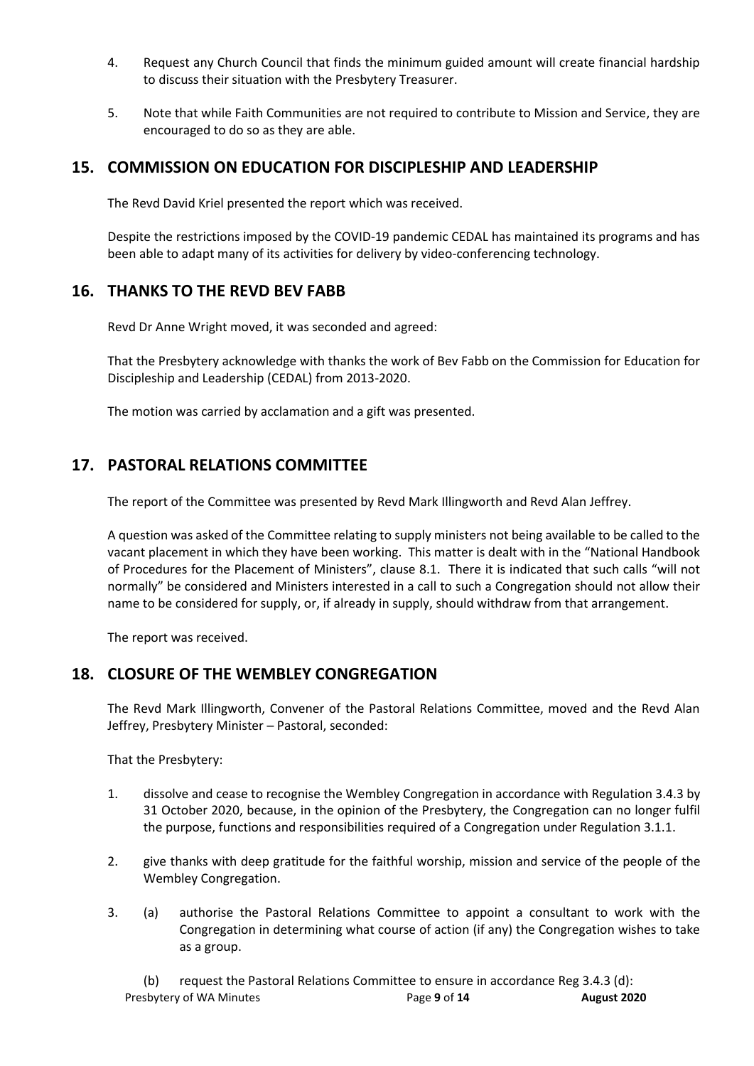4. Request any Church Council that finds the minimum guided amount will create financial hardship to discuss their situation with the Presbytery Treasurer.

5. Note that while Faith Communities are not required to contribute to Mission and Service, they are encouraged to do so as they are able.

## 15. COMMISSION ON EDUCATION FOR DISCIPLESHIP AND LEADERSHIP

The Revd David Kriel presented the report which was received.

Despite the restrictions imposed by the COVID-19 pandemic CEDAL has maintained its programs and has been able to adapt many of its activities for delivery by video-conferencing technology.

## 16. THANKS TO THE REVD BEV FABB

Revd Dr Anne Wright moved, it was seconded and agreed:

That the Presbytery acknowledge with thanks the work of Bev Fabb on the Commission for Education for Discipleship and Leadership (CEDAL) from 2013-2020.

The motion was carried by acclamation and a gift was presented.

## 17. PASTORAL RELATIONS COMMITTEE

The report of the Committee was presented by Revd Mark Illingworth and Revd Alan Jeffrey.

A question was asked of the Committee relating to supply ministers not being available to be called to the vacant placement in which they have been working. This matter is dealt with in the "National Handbook of Procedures for the Placement of Ministers", clause 8.1. There it is indicated that such calls "will not normally" be considered and Ministers interested in a call to such a Congregation should not allow their name to be considered for supply, or, if already in supply, should withdraw from that arrangement.

The report was received.

## 18. CLOSURE OF THE WEMBLEY CONGREGATION

The Revd Mark Illingworth, Convener of the Pastoral Relations Committee, moved and the Revd Alan Jeffrey, Presbytery Minister – Pastoral, seconded:

That the Presbytery:

1. dissolve and cease to recognise the Wembley Congregation in accordance with Regulation 3.4.3 by 31 October 2020, because, in the opinion of the Presbytery, the Congregation can no longer fulfil the purpose, functions and responsibilities required of a Congregation under Regulation 3.1.1.

2. give thanks with deep gratitude for the faithful worship, mission and service of the people of the Wembley Congregation.

3. (a) authorise the Pastoral Relations Committee to appoint a consultant to work with the Congregation in determining what course of action (if any) the Congregation wishes to take as a group.

   (b) request the Pastoral Relations Committee to ensure in accordance Reg 3.4.3 (d):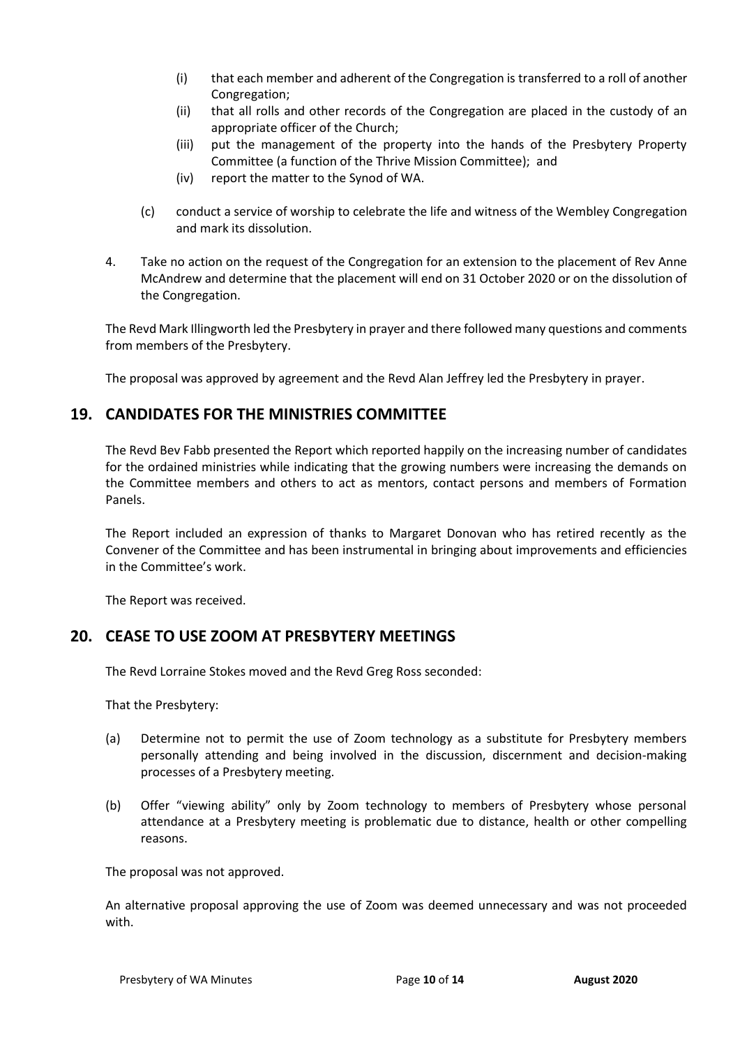(i) that each member and adherent of the Congregation is transferred to a roll of another Congregation;
(ii) that all rolls and other records of the Congregation are placed in the custody of an appropriate officer of the Church;
(iii) put the management of the property into the hands of the Presbytery Property Committee (a function of the Thrive Mission Committee); and
(iv) report the matter to the Synod of WA.

(c) conduct a service of worship to celebrate the life and witness of the Wembley Congregation and mark its dissolution.

4. Take no action on the request of the Congregation for an extension to the placement of Rev Anne McAndrew and determine that the placement will end on 31 October 2020 or on the dissolution of the Congregation.

The Revd Mark Illingworth led the Presbytery in prayer and there followed many questions and comments from members of the Presbytery.

The proposal was approved by agreement and the Revd Alan Jeffrey led the Presbytery in prayer.

## 19. CANDIDATES FOR THE MINISTRIES COMMITTEE

The Revd Bev Fabb presented the Report which reported happily on the increasing number of candidates for the ordained ministries while indicating that the growing numbers were increasing the demands on the Committee members and others to act as mentors, contact persons and members of Formation Panels.

The Report included an expression of thanks to Margaret Donovan who has retired recently as the Convener of the Committee and has been instrumental in bringing about improvements and efficiencies in the Committee's work.

The Report was received.

## 20. CEASE TO USE ZOOM AT PRESBYTERY MEETINGS

The Revd Lorraine Stokes moved and the Revd Greg Ross seconded:

That the Presbytery:

(a) Determine not to permit the use of Zoom technology as a substitute for Presbytery members personally attending and being involved in the discussion, discernment and decision-making processes of a Presbytery meeting.

(b) Offer "viewing ability" only by Zoom technology to members of Presbytery whose personal attendance at a Presbytery meeting is problematic due to distance, health or other compelling reasons.

The proposal was not approved.

An alternative proposal approving the use of Zoom was deemed unnecessary and was not proceeded with.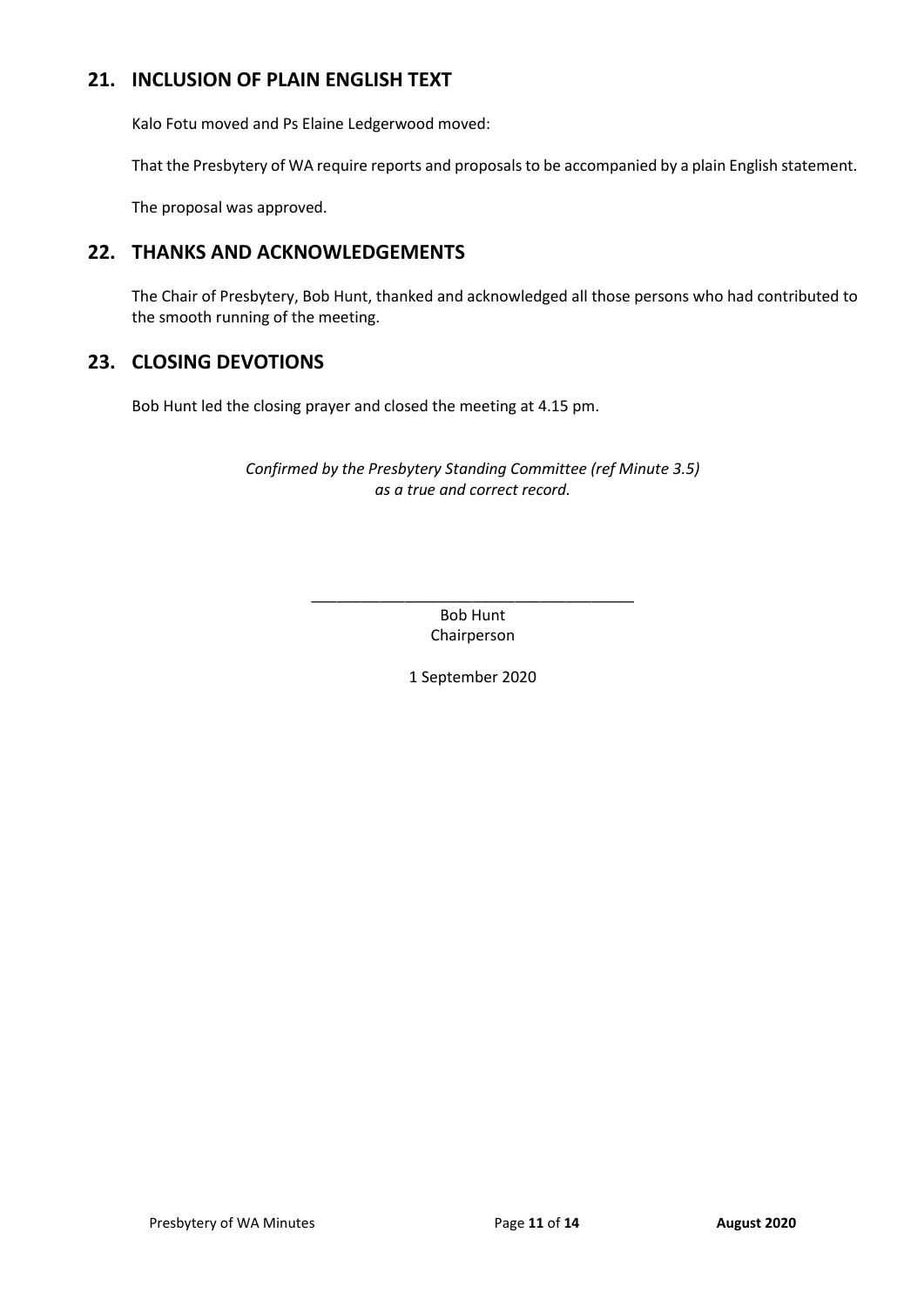## 21. INCLUSION OF PLAIN ENGLISH TEXT

Kalo Fotu moved and Ps Elaine Ledgerwood moved:

That the Presbytery of WA require reports and proposals to be accompanied by a plain English statement.

The proposal was approved.

## 22. THANKS AND ACKNOWLEDGEMENTS

The Chair of Presbytery, Bob Hunt, thanked and acknowledged all those persons who had contributed to the smooth running of the meeting.

## 23. CLOSING DEVOTIONS

Bob Hunt led the closing prayer and closed the meeting at 4.15 pm.

*Confirmed by the Presbytery Standing Committee (ref Minute 3.5)*
*as a true and correct record.*

_______________________________________
Bob Hunt
Chairperson

1 September 2020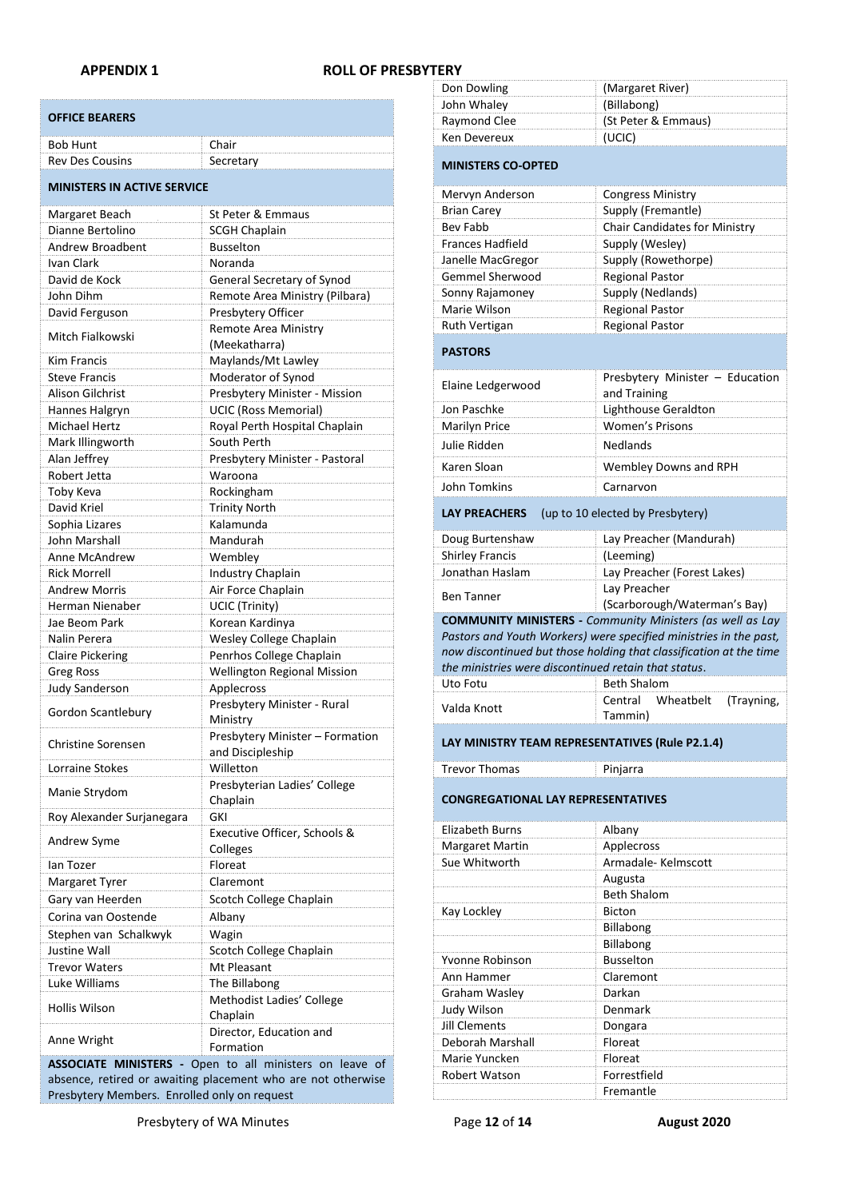## APPENDIX 1

## ROLL OF PRESBYTERY

### OFFICE BEARERS

| | |
|---|---|
| Bob Hunt | Chair |
| Rev Des Cousins | Secretary |

### MINISTERS IN ACTIVE SERVICE

| | |
|---|---|
| Margaret Beach | St Peter & Emmaus |
| Dianne Bertolino | SCGH Chaplain |
| Andrew Broadbent | Busselton |
| Ivan Clark | Noranda |
| David de Kock | General Secretary of Synod |
| John Dihm | Remote Area Ministry (Pilbara) |
| David Ferguson | Presbytery Officer |
| Mitch Fialkowski | Remote Area Ministry (Meekatharra) |
| Kim Francis | Maylands/Mt Lawley |
| Steve Francis | Moderator of Synod |
| Alison Gilchrist | Presbytery Minister - Mission |
| Hannes Halgryn | UCIC (Ross Memorial) |
| Michael Hertz | Royal Perth Hospital Chaplain |
| Mark Illingworth | South Perth |
| Alan Jeffrey | Presbytery Minister - Pastoral |
| Robert Jetta | Waroona |
| Toby Keva | Rockingham |
| David Kriel | Trinity North |
| Sophia Lizares | Kalamunda |
| John Marshall | Mandurah |
| Anne McAndrew | Wembley |
| Rick Morrell | Industry Chaplain |
| Andrew Morris | Air Force Chaplain |
| Herman Nienaber | UCIC (Trinity) |
| Jae Beom Park | Korean Kardinya |
| Nalin Perera | Wesley College Chaplain |
| Claire Pickering | Penrhos College Chaplain |
| Greg Ross | Wellington Regional Mission |
| Judy Sanderson | Applecross |
| Gordon Scantlebury | Presbytery Minister - Rural Ministry |
| Christine Sorensen | Presbytery Minister – Formation and Discipleship |
| Lorraine Stokes | Willetton |
| Manie Strydom | Presbyterian Ladies' College Chaplain |
| Roy Alexander Surjanegara | GKI |
| Andrew Syme | Executive Officer, Schools & Colleges |
| Ian Tozer | Floreat |
| Margaret Tyrer | Claremont |
| Gary van Heerden | Scotch College Chaplain |
| Corina van Oostende | Albany |
| Stephen van Schalkwyk | Wagin |
| Justine Wall | Scotch College Chaplain |
| Trevor Waters | Mt Pleasant |
| Luke Williams | The Billabong |
| Hollis Wilson | Methodist Ladies' College Chaplain |
| Anne Wright | Director, Education and Formation |

### ASSOCIATE MINISTERS

Open to all ministers on leave of absence, retired or awaiting placement who are not otherwise Presbytery Members. Enrolled only on request

| | |
|---|---|
| Don Dowling | (Margaret River) |
| John Whaley | (Billabong) |
| Raymond Clee | (St Peter & Emmaus) |
| Ken Devereux | (UCIC) |

### MINISTERS CO-OPTED

| | |
|---|---|
| Mervyn Anderson | Congress Ministry |
| Brian Carey | Supply (Fremantle) |
| Bev Fabb | Chair Candidates for Ministry |
| Frances Hadfield | Supply (Wesley) |
| Janelle MacGregor | Supply (Rowethorpe) |
| Gemmel Sherwood | Regional Pastor |
| Sonny Rajamoney | Supply (Nedlands) |
| Marie Wilson | Regional Pastor |
| Ruth Vertigan | Regional Pastor |

### PASTORS

| | |
|---|---|
| Elaine Ledgerwood | Presbytery Minister – Education and Training |
| Jon Paschke | Lighthouse Geraldton |
| Marilyn Price | Women's Prisons |
| Julie Ridden | Nedlands |
| Karen Sloan | Wembley Downs and RPH |
| John Tomkins | Carnarvon |

### LAY PREACHERS (up to 10 elected by Presbytery)

| | |
|---|---|
| Doug Burtenshaw | Lay Preacher (Mandurah) |
| Shirley Francis | (Leeming) |
| Jonathan Haslam | Lay Preacher (Forest Lakes) |
| Ben Tanner | Lay Preacher (Scarborough/Waterman's Bay) |

### COMMUNITY MINISTERS

*Community Ministers (as well as Lay Pastors and Youth Workers) were specified ministries in the past, now discontinued but those holding that classification at the time the ministries were discontinued retain that status.*

| | |
|---|---|
| Uto Fotu | Beth Shalom |
| Valda Knott | Central Wheatbelt (Trayning, Tammin) |

### LAY MINISTRY TEAM REPRESENTATIVES (Rule P2.1.4)

| | |
|---|---|
| Trevor Thomas | Pinjarra |

### CONGREGATIONAL LAY REPRESENTATIVES

| | |
|---|---|
| Elizabeth Burns | Albany |
| Margaret Martin | Applecross |
| Sue Whitworth | Armadale- Kelmscott |
| | Augusta |
| | Beth Shalom |
| Kay Lockley | Bicton |
| | Billabong |
| | Billabong |
| Yvonne Robinson | Busselton |
| Ann Hammer | Claremont |
| Graham Wasley | Darkan |
| Judy Wilson | Denmark |
| Jill Clements | Dongara |
| Deborah Marshall | Floreat |
| Marie Yuncken | Floreat |
| Robert Watson | Forrestfield |
| | Fremantle |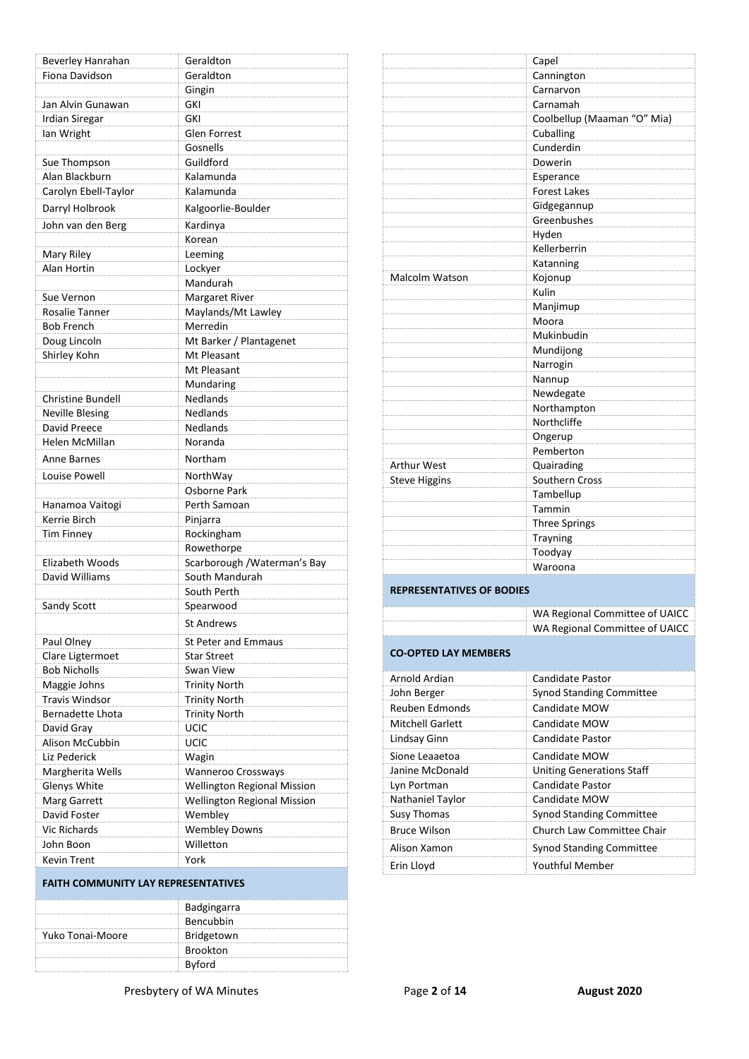| | |
|---|---|
| Beverley Hanrahan | Geraldton |
| Fiona Davidson | Geraldton |
| | Gingin |
| Jan Alvin Gunawan | GKI |
| Irdian Siregar | GKI |
| Ian Wright | Glen Forrest |
| | Gosnells |
| Sue Thompson | Guildford |
| Alan Blackburn | Kalamunda |
| Carolyn Ebell-Taylor | Kalamunda |
| Darryl Holbrook | Kalgoorlie-Boulder |
| John van den Berg | Kardinya |
| | Korean |
| Mary Riley | Leeming |
| Alan Hortin | Lockyer |
| | Mandurah |
| Sue Vernon | Margaret River |
| Rosalie Tanner | Maylands/Mt Lawley |
| Bob French | Merredin |
| Doug Lincoln | Mt Barker / Plantagenet |
| Shirley Kohn | Mt Pleasant |
| | Mt Pleasant |
| | Mundaring |
| Christine Bundell | Nedlands |
| Neville Blesing | Nedlands |
| David Preece | Nedlands |
| Helen McMillan | Noranda |
| Anne Barnes | Northam |
| Louise Powell | NorthWay |
| | Osborne Park |
| Hanamoa Vaitogi | Perth Samoan |
| Kerrie Birch | Pinjarra |
| Tim Finney | Rockingham |
| | Rowethorpe |
| Elizabeth Woods | Scarborough /Waterman's Bay |
| David Williams | South Mandurah |
| | South Perth |
| Sandy Scott | Spearwood |
| | St Andrews |
| Paul Olney | St Peter and Emmaus |
| Clare Ligtermoet | Star Street |
| Bob Nicholls | Swan View |
| Maggie Johns | Trinity North |
| Travis Windsor | Trinity North |
| Bernadette Lhota | Trinity North |
| David Gray | UCIC |
| Alison McCubbin | UCIC |
| Liz Pederick | Wagin |
| Margherita Wells | Wanneroo Crossways |
| Glenys White | Wellington Regional Mission |
| Marg Garrett | Wellington Regional Mission |
| David Foster | Wembley |
| Vic Richards | Wembley Downs |
| John Boon | Willetton |
| Kevin Trent | York |

**FAITH COMMUNITY LAY REPRESENTATIVES**

| | |
|---|---|
| | Badgingarra |
| | Bencubbin |
| Yuko Tonai-Moore | Bridgetown |
| | Brookton |
| | Byford |
| | Capel |
| | Cannington |
| | Carnarvon |
| | Carnamah |
| | Coolbellup (Maaman "O" Mia) |
| | Cuballing |
| | Cunderdin |
| | Dowerin |
| | Esperance |
| | Forest Lakes |
| | Gidgegannup |
| | Greenbushes |
| | Hyden |
| | Kellerberrin |
| | Katanning |
| Malcolm Watson | Kojonup |
| | Kulin |
| | Manjimup |
| | Moora |
| | Mukinbudin |
| | Mundijong |
| | Narrogin |
| | Nannup |
| | Newdegate |
| | Northampton |
| | Northcliffe |
| | Ongerup |
| | Pemberton |
| Arthur West | Quairading |
| Steve Higgins | Southern Cross |
| | Tambellup |
| | Tammin |
| | Three Springs |
| | Trayning |
| | Toodyay |
| | Waroona |

**REPRESENTATIVES OF BODIES**

| | |
|---|---|
| | WA Regional Committee of UAICC |
| | WA Regional Committee of UAICC |

**CO-OPTED LAY MEMBERS**

| | |
|---|---|
| Arnold Ardian | Candidate Pastor |
| John Berger | Synod Standing Committee |
| Reuben Edmonds | Candidate MOW |
| Mitchell Garlett | Candidate MOW |
| Lindsay Ginn | Candidate Pastor |
| Sione Leaaetoa | Candidate MOW |
| Janine McDonald | Uniting Generations Staff |
| Lyn Portman | Candidate Pastor |
| Nathaniel Taylor | Candidate MOW |
| Susy Thomas | Synod Standing Committee |
| Bruce Wilson | Church Law Committee Chair |
| Alison Xamon | Synod Standing Committee |
| Erin Lloyd | Youthful Member |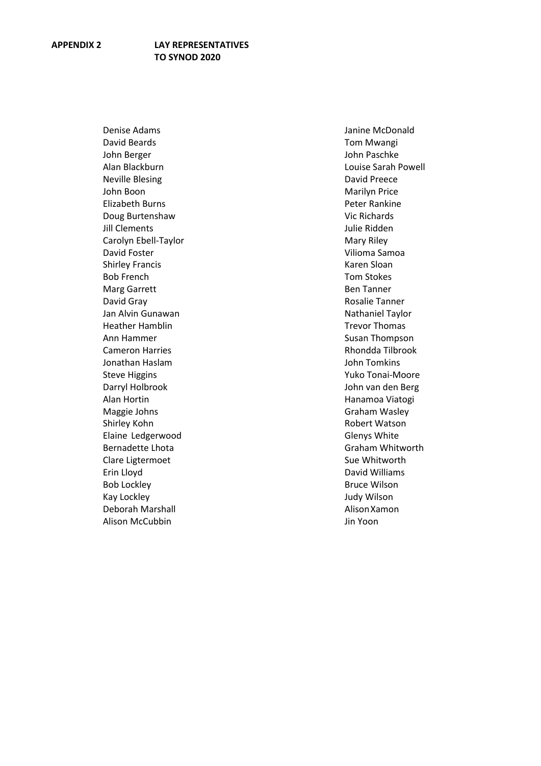**APPENDIX 2 LAY REPRESENTATIVES TO SYNOD 2020**

Denise Adams
David Beards
John Berger
Alan Blackburn
Neville Blesing
John Boon
Elizabeth Burns
Doug Burtenshaw
Jill Clements
Carolyn Ebell-Taylor
David Foster
Shirley Francis
Bob French
Marg Garrett
David Gray
Jan Alvin Gunawan
Heather Hamblin
Ann Hammer
Cameron Harries
Jonathan Haslam
Steve Higgins
Darryl Holbrook
Alan Hortin
Maggie Johns
Shirley Kohn
Elaine Ledgerwood
Bernadette Lhota
Clare Ligtermoet
Erin Lloyd
Bob Lockley
Kay Lockley
Deborah Marshall
Alison McCubbin
Janine McDonald
Tom Mwangi
John Paschke
Louise Sarah Powell
David Preece
Marilyn Price
Peter Rankine
Vic Richards
Julie Ridden
Mary Riley
Vilioma Samoa
Karen Sloan
Tom Stokes
Ben Tanner
Rosalie Tanner
Nathaniel Taylor
Trevor Thomas
Susan Thompson
Rhondda Tilbrook
John Tomkins
Yuko Tonai-Moore
John van den Berg
Hanamoa Viatogi
Graham Wasley
Robert Watson
Glenys White
Graham Whitworth
Sue Whitworth
David Williams
Bruce Wilson
Judy Wilson
Alison Xamon
Jin Yoon